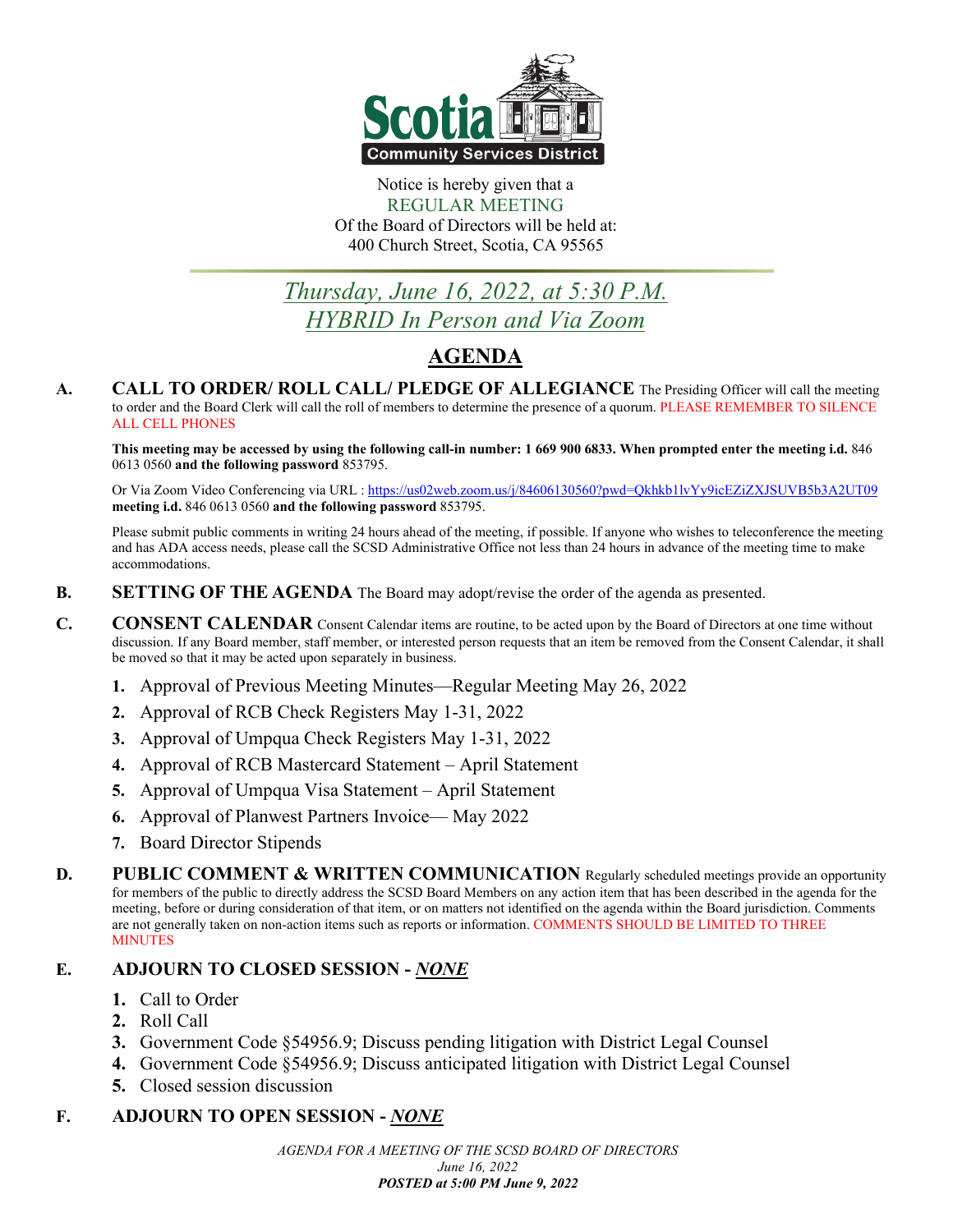Scotia Community Services District

Notice is hereby given that a
REGULAR MEETING
Of the Board of Directors will be held at:
400 Church Street, Scotia, CA 95565

*Thursday, June 16, 2022, at 5:30 P.M.*
*HYBRID In Person and Via Zoom*

# AGENDA

**A. CALL TO ORDER/ ROLL CALL/ PLEDGE OF ALLEGIANCE** The Presiding Officer will call the meeting to order and the Board Clerk will call the roll of members to determine the presence of a quorum. PLEASE REMEMBER TO SILENCE ALL CELL PHONES

**This meeting may be accessed by using the following call-in number: 1 669 900 6833. When prompted enter the meeting i.d.** 846 0613 0560 **and the following password** 853795.

Or Via Zoom Video Conferencing via URL : https://us02web.zoom.us/j/84606130560?pwd=Qkhkb1lvYy9icEZiZXJSUVB5b3A2UT09 **meeting i.d.** 846 0613 0560 **and the following password** 853795.

Please submit public comments in writing 24 hours ahead of the meeting, if possible. If anyone who wishes to teleconference the meeting and has ADA access needs, please call the SCSD Administrative Office not less than 24 hours in advance of the meeting time to make accommodations.

**B. SETTING OF THE AGENDA** The Board may adopt/revise the order of the agenda as presented.

**C. CONSENT CALENDAR** Consent Calendar items are routine, to be acted upon by the Board of Directors at one time without discussion. If any Board member, staff member, or interested person requests that an item be removed from the Consent Calendar, it shall be moved so that it may be acted upon separately in business.

1. Approval of Previous Meeting Minutes—Regular Meeting May 26, 2022
2. Approval of RCB Check Registers May 1-31, 2022
3. Approval of Umpqua Check Registers May 1-31, 2022
4. Approval of RCB Mastercard Statement – April Statement
5. Approval of Umpqua Visa Statement – April Statement
6. Approval of Planwest Partners Invoice— May 2022
7. Board Director Stipends

**D. PUBLIC COMMENT & WRITTEN COMMUNICATION** Regularly scheduled meetings provide an opportunity for members of the public to directly address the SCSD Board Members on any action item that has been described in the agenda for the meeting, before or during consideration of that item, or on matters not identified on the agenda within the Board jurisdiction. Comments are not generally taken on non-action items such as reports or information. COMMENTS SHOULD BE LIMITED TO THREE MINUTES

**E. ADJOURN TO CLOSED SESSION - *NONE***

1. Call to Order
2. Roll Call
3. Government Code §54956.9; Discuss pending litigation with District Legal Counsel
4. Government Code §54956.9; Discuss anticipated litigation with District Legal Counsel
5. Closed session discussion

**F. ADJOURN TO OPEN SESSION - *NONE***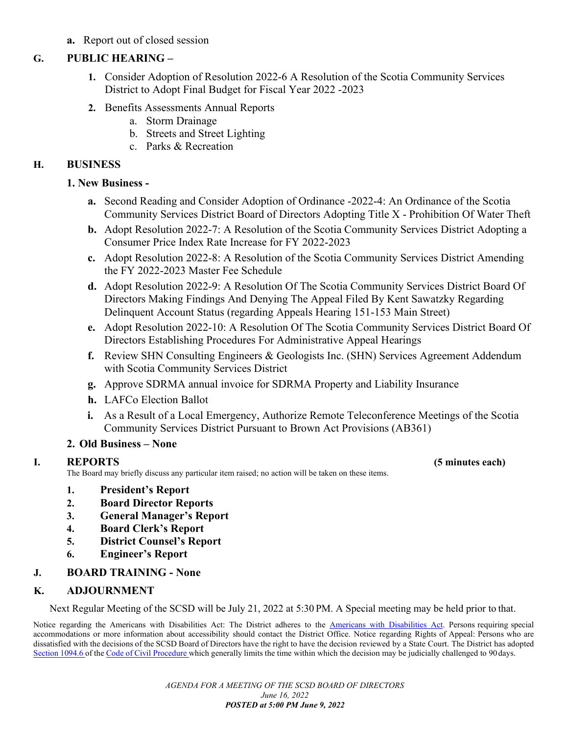**a.** Report out of closed session

## G. PUBLIC HEARING –

1. Consider Adoption of Resolution 2022-6 A Resolution of the Scotia Community Services District to Adopt Final Budget for Fiscal Year 2022 -2023
2. Benefits Assessments Annual Reports
   a. Storm Drainage
   b. Streets and Street Lighting
   c. Parks & Recreation

## H. BUSINESS

### 1. New Business -

- **a.** Second Reading and Consider Adoption of Ordinance -2022-4: An Ordinance of the Scotia Community Services District Board of Directors Adopting Title X - Prohibition Of Water Theft
- **b.** Adopt Resolution 2022-7: A Resolution of the Scotia Community Services District Adopting a Consumer Price Index Rate Increase for FY 2022-2023
- **c.** Adopt Resolution 2022-8: A Resolution of the Scotia Community Services District Amending the FY 2022-2023 Master Fee Schedule
- **d.** Adopt Resolution 2022-9: A Resolution Of The Scotia Community Services District Board Of Directors Making Findings And Denying The Appeal Filed By Kent Sawatzky Regarding Delinquent Account Status (regarding Appeals Hearing 151-153 Main Street)
- **e.** Adopt Resolution 2022-10: A Resolution Of The Scotia Community Services District Board Of Directors Establishing Procedures For Administrative Appeal Hearings
- **f.** Review SHN Consulting Engineers & Geologists Inc. (SHN) Services Agreement Addendum with Scotia Community Services District
- **g.** Approve SDRMA annual invoice for SDRMA Property and Liability Insurance
- **h.** LAFCo Election Ballot
- **i.** As a Result of a Local Emergency, Authorize Remote Teleconference Meetings of the Scotia Community Services District Pursuant to Brown Act Provisions (AB361)

### 2. Old Business – None

## I. REPORTS (5 minutes each)

The Board may briefly discuss any particular item raised; no action will be taken on these items.

1. **President's Report**
2. **Board Director Reports**
3. **General Manager's Report**
4. **Board Clerk's Report**
5. **District Counsel's Report**
6. **Engineer's Report**

## J. BOARD TRAINING - None

## K. ADJOURNMENT

Next Regular Meeting of the SCSD will be July 21, 2022 at 5:30 PM. A Special meeting may be held prior to that.

Notice regarding the Americans with Disabilities Act: The District adheres to the Americans with Disabilities Act. Persons requiring special accommodations or more information about accessibility should contact the District Office. Notice regarding Rights of Appeal: Persons who are dissatisfied with the decisions of the SCSD Board of Directors have the right to have the decision reviewed by a State Court. The District has adopted Section 1094.6 of the Code of Civil Procedure which generally limits the time within which the decision may be judicially challenged to 90 days.

*AGENDA FOR A MEETING OF THE SCSD BOARD OF DIRECTORS*
*June 16, 2022*
***POSTED at 5:00 PM June 9, 2022***